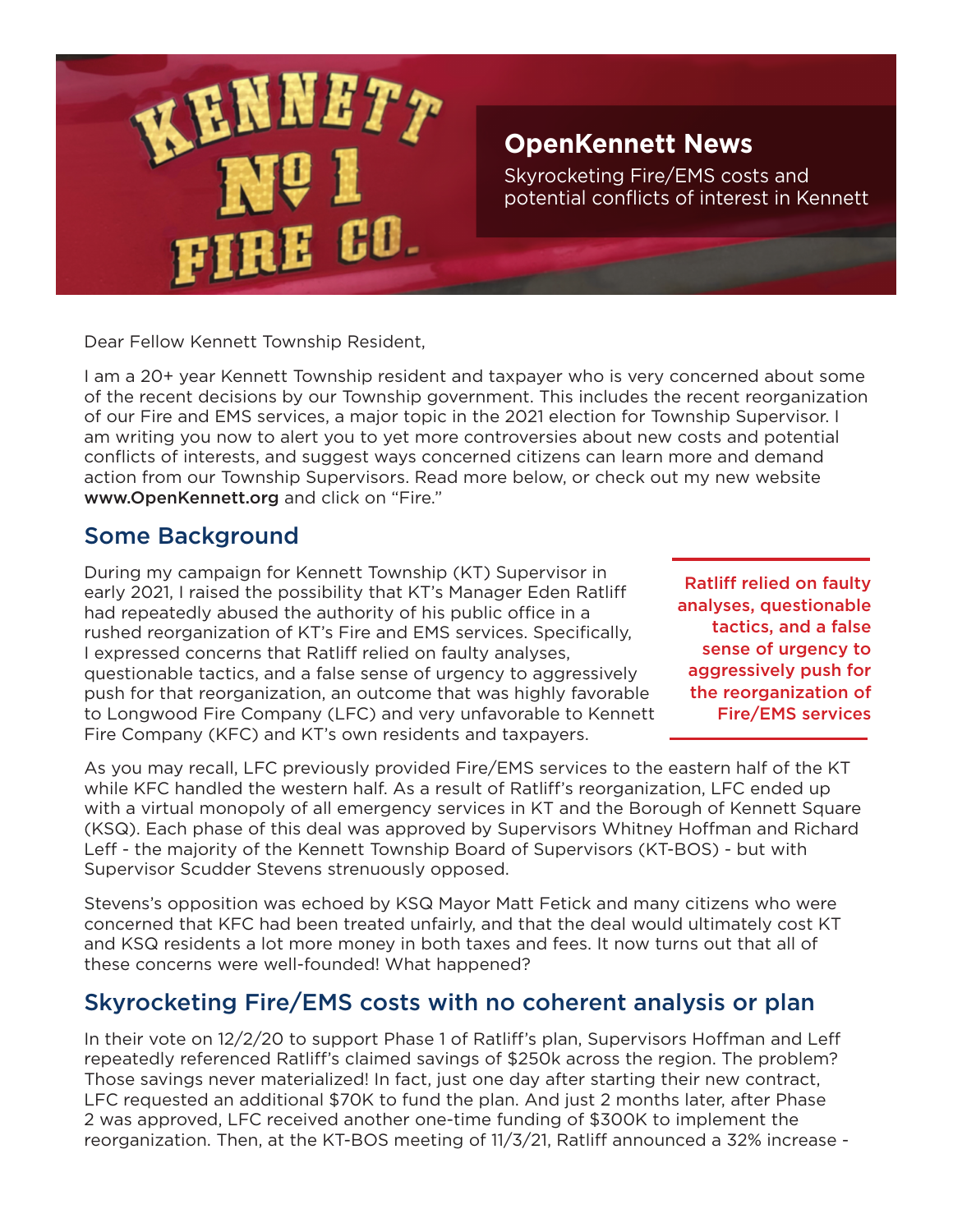# OpenKennett News

Skyrocketing Fire/EMS costs and potential conflicts of interest in Kennett

Dear Fellow Kennett Township Resident,

I am a 20+ year Kennett Township resident and taxpayer who is very concerned about some of the recent decisions by our Township government. This includes the recent reorganization of our Fire and EMS services, a major topic in the 2021 election for Township Supervisor. I am writing you now to alert you to yet more controversies about new costs and potential conflicts of interests, and suggest ways concerned citizens can learn more and demand action from our Township Supervisors. Read more below, or check out my new website **www.OpenKennett.org** and click on "Fire."

## Some Background

During my campaign for Kennett Township (KT) Supervisor in early 2021, I raised the possibility that KT's Manager Eden Ratliff had repeatedly abused the authority of his public office in a rushed reorganization of KT's Fire and EMS services. Specifically, I expressed concerns that Ratliff relied on faulty analyses, questionable tactics, and a false sense of urgency to aggressively push for that reorganization, an outcome that was highly favorable to Longwood Fire Company (LFC) and very unfavorable to Kennett Fire Company (KFC) and KT's own residents and taxpayers.

> Ratliff relied on faulty analyses, questionable tactics, and a false sense of urgency to aggressively push for the reorganization of Fire/EMS services

As you may recall, LFC previously provided Fire/EMS services to the eastern half of the KT while KFC handled the western half. As a result of Ratliff's reorganization, LFC ended up with a virtual monopoly of all emergency services in KT and the Borough of Kennett Square (KSQ). Each phase of this deal was approved by Supervisors Whitney Hoffman and Richard Leff - the majority of the Kennett Township Board of Supervisors (KT-BOS) - but with Supervisor Scudder Stevens strenuously opposed.

Stevens's opposition was echoed by KSQ Mayor Matt Fetick and many citizens who were concerned that KFC had been treated unfairly, and that the deal would ultimately cost KT and KSQ residents a lot more money in both taxes and fees. It now turns out that all of these concerns were well-founded! What happened?

## Skyrocketing Fire/EMS costs with no coherent analysis or plan

In their vote on 12/2/20 to support Phase 1 of Ratliff's plan, Supervisors Hoffman and Leff repeatedly referenced Ratliff's claimed savings of $250k across the region. The problem? Those savings never materialized! In fact, just one day after starting their new contract, LFC requested an additional $70K to fund the plan. And just 2 months later, after Phase 2 was approved, LFC received another one-time funding of $300K to implement the reorganization. Then, at the KT-BOS meeting of 11/3/21, Ratliff announced a 32% increase -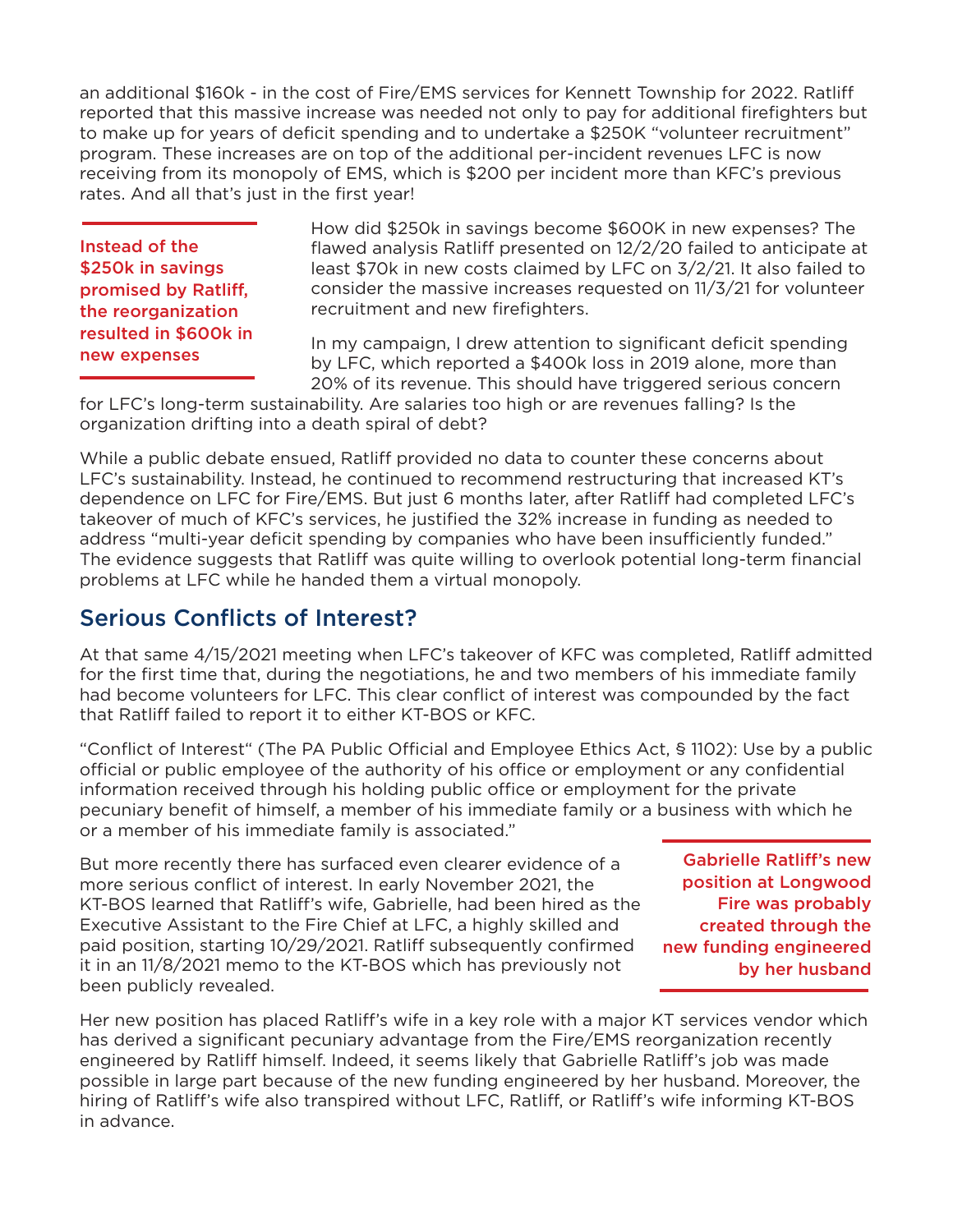an additional $160k - in the cost of Fire/EMS services for Kennett Township for 2022. Ratliff reported that this massive increase was needed not only to pay for additional firefighters but to make up for years of deficit spending and to undertake a $250K "volunteer recruitment" program. These increases are on top of the additional per-incident revenues LFC is now receiving from its monopoly of EMS, which is $200 per incident more than KFC's previous rates. And all that's just in the first year!

**Instead of the $250k in savings promised by Ratliff, the reorganization resulted in $600k in new expenses**

How did $250k in savings become $600K in new expenses? The flawed analysis Ratliff presented on 12/2/20 failed to anticipate at least $70k in new costs claimed by LFC on 3/2/21. It also failed to consider the massive increases requested on 11/3/21 for volunteer recruitment and new firefighters.

In my campaign, I drew attention to significant deficit spending by LFC, which reported a $400k loss in 2019 alone, more than 20% of its revenue. This should have triggered serious concern for LFC's long-term sustainability. Are salaries too high or are revenues falling? Is the organization drifting into a death spiral of debt?

While a public debate ensued, Ratliff provided no data to counter these concerns about LFC's sustainability. Instead, he continued to recommend restructuring that increased KT's dependence on LFC for Fire/EMS. But just 6 months later, after Ratliff had completed LFC's takeover of much of KFC's services, he justified the 32% increase in funding as needed to address "multi-year deficit spending by companies who have been insufficiently funded." The evidence suggests that Ratliff was quite willing to overlook potential long-term financial problems at LFC while he handed them a virtual monopoly.

## Serious Conflicts of Interest?

At that same 4/15/2021 meeting when LFC's takeover of KFC was completed, Ratliff admitted for the first time that, during the negotiations, he and two members of his immediate family had become volunteers for LFC. This clear conflict of interest was compounded by the fact that Ratliff failed to report it to either KT-BOS or KFC.

"Conflict of Interest" (The PA Public Official and Employee Ethics Act, § 1102): Use by a public official or public employee of the authority of his office or employment or any confidential information received through his holding public office or employment for the private pecuniary benefit of himself, a member of his immediate family or a business with which he or a member of his immediate family is associated."

But more recently there has surfaced even clearer evidence of a more serious conflict of interest. In early November 2021, the KT-BOS learned that Ratliff's wife, Gabrielle, had been hired as the Executive Assistant to the Fire Chief at LFC, a highly skilled and paid position, starting 10/29/2021. Ratliff subsequently confirmed it in an 11/8/2021 memo to the KT-BOS which has previously not been publicly revealed.

**Gabrielle Ratliff's new position at Longwood Fire was probably created through the new funding engineered by her husband**

Her new position has placed Ratliff's wife in a key role with a major KT services vendor which has derived a significant pecuniary advantage from the Fire/EMS reorganization recently engineered by Ratliff himself. Indeed, it seems likely that Gabrielle Ratliff's job was made possible in large part because of the new funding engineered by her husband. Moreover, the hiring of Ratliff's wife also transpired without LFC, Ratliff, or Ratliff's wife informing KT-BOS in advance.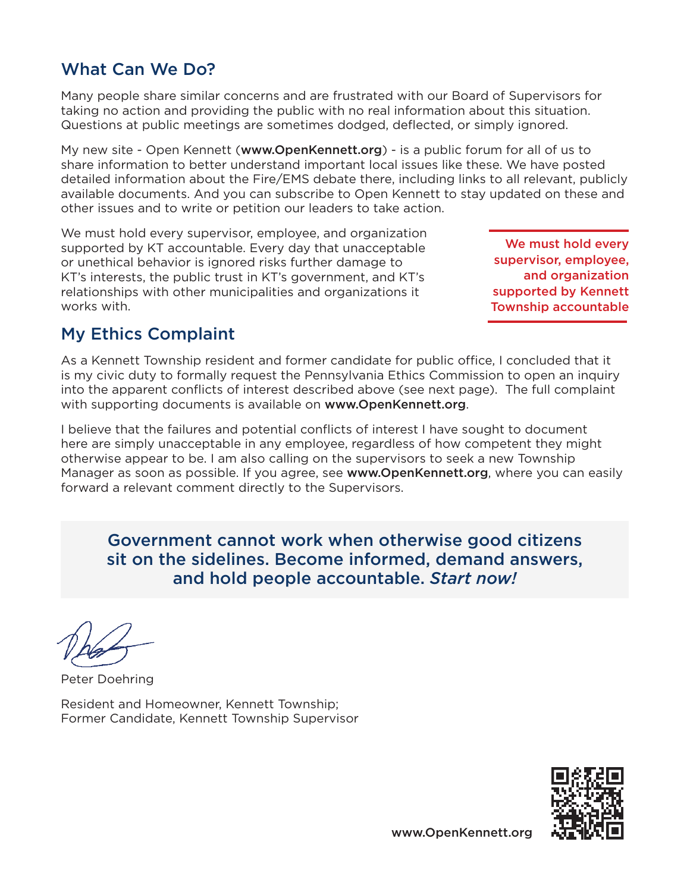## What Can We Do?

Many people share similar concerns and are frustrated with our Board of Supervisors for taking no action and providing the public with no real information about this situation. Questions at public meetings are sometimes dodged, deflected, or simply ignored.

My new site - Open Kennett (**www.OpenKennett.org**) - is a public forum for all of us to share information to better understand important local issues like these. We have posted detailed information about the Fire/EMS debate there, including links to all relevant, publicly available documents. And you can subscribe to Open Kennett to stay updated on these and other issues and to write or petition our leaders to take action.

We must hold every supervisor, employee, and organization supported by KT accountable. Every day that unacceptable or unethical behavior is ignored risks further damage to KT's interests, the public trust in KT's government, and KT's relationships with other municipalities and organizations it works with.

> We must hold every supervisor, employee, and organization supported by Kennett Township accountable

## My Ethics Complaint

As a Kennett Township resident and former candidate for public office, I concluded that it is my civic duty to formally request the Pennsylvania Ethics Commission to open an inquiry into the apparent conflicts of interest described above (see next page). The full complaint with supporting documents is available on **www.OpenKennett.org**.

I believe that the failures and potential conflicts of interest I have sought to document here are simply unacceptable in any employee, regardless of how competent they might otherwise appear to be. I am also calling on the supervisors to seek a new Township Manager as soon as possible. If you agree, see **www.OpenKennett.org**, where you can easily forward a relevant comment directly to the Supervisors.

**Government cannot work when otherwise good citizens sit on the sidelines. Become informed, demand answers, and hold people accountable. *Start now!***

Peter Doehring

Resident and Homeowner, Kennett Township;
Former Candidate, Kennett Township Supervisor

**www.OpenKennett.org**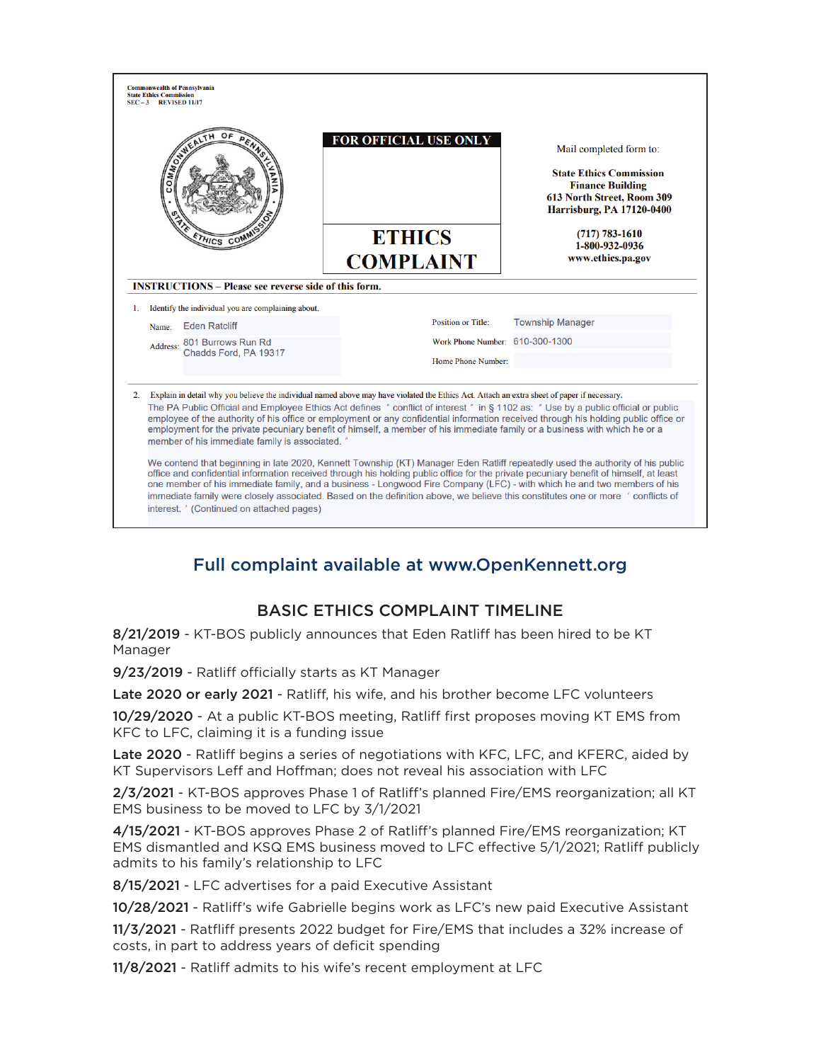Commonwealth of Pennsylvania
State Ethics Commission
SEC – 3 REVISED 11/17

COMMONWEALTH OF PENNSYLVANIA · STATE ETHICS COMMISSION

**FOR OFFICIAL USE ONLY**

# ETHICS COMPLAINT

Mail completed form to:

**State Ethics Commission**
**Finance Building**
**613 North Street, Room 309**
**Harrisburg, PA 17120-0400**

**(717) 783-1610**
**1-800-932-0936**
**www.ethics.pa.gov**

**INSTRUCTIONS – Please see reverse side of this form.**

1. Identify the individual you are complaining about.

Name: Eden Ratcliff

Address: 801 Burrows Run Rd
Chadds Ford, PA 19317

Position or Title: Township Manager

Work Phone Number: 610-300-1300

Home Phone Number:

2. Explain in detail why you believe the individual named above may have violated the Ethics Act. Attach an extra sheet of paper if necessary.

The PA Public Official and Employee Ethics Act defines " conflict of interest " in § 1102 as: " Use by a public official or public employee of the authority of his office or employment or any confidential information received through his holding public office or employment for the private pecuniary benefit of himself, a member of his immediate family or a business with which he or a member of his immediate family is associated. "

We contend that beginning in late 2020, Kennett Township (KT) Manager Eden Ratliff repeatedly used the authority of his public office and confidential information received through his holding public office for the private pecuniary benefit of himself, at least one member of his immediate family, and a business - Longwood Fire Company (LFC) - with which he and two members of his immediate family were closely associated. Based on the definition above, we believe this constitutes one or more ' conflicts of interest. ' (Continued on attached pages)

## Full complaint available at www.OpenKennett.org

### BASIC ETHICS COMPLAINT TIMELINE

**8/21/2019** - KT-BOS publicly announces that Eden Ratliff has been hired to be KT Manager

**9/23/2019** - Ratliff officially starts as KT Manager

**Late 2020 or early 2021** - Ratliff, his wife, and his brother become LFC volunteers

**10/29/2020** - At a public KT-BOS meeting, Ratliff first proposes moving KT EMS from KFC to LFC, claiming it is a funding issue

**Late 2020** - Ratliff begins a series of negotiations with KFC, LFC, and KFERC, aided by KT Supervisors Leff and Hoffman; does not reveal his association with LFC

**2/3/2021** - KT-BOS approves Phase 1 of Ratliff's planned Fire/EMS reorganization; all KT EMS business to be moved to LFC by 3/1/2021

**4/15/2021** - KT-BOS approves Phase 2 of Ratliff's planned Fire/EMS reorganization; KT EMS dismantled and KSQ EMS business moved to LFC effective 5/1/2021; Ratliff publicly admits to his family's relationship to LFC

**8/15/2021** - LFC advertises for a paid Executive Assistant

**10/28/2021** - Ratliff's wife Gabrielle begins work as LFC's new paid Executive Assistant

**11/3/2021** - Ratfliff presents 2022 budget for Fire/EMS that includes a 32% increase of costs, in part to address years of deficit spending

**11/8/2021** - Ratliff admits to his wife's recent employment at LFC